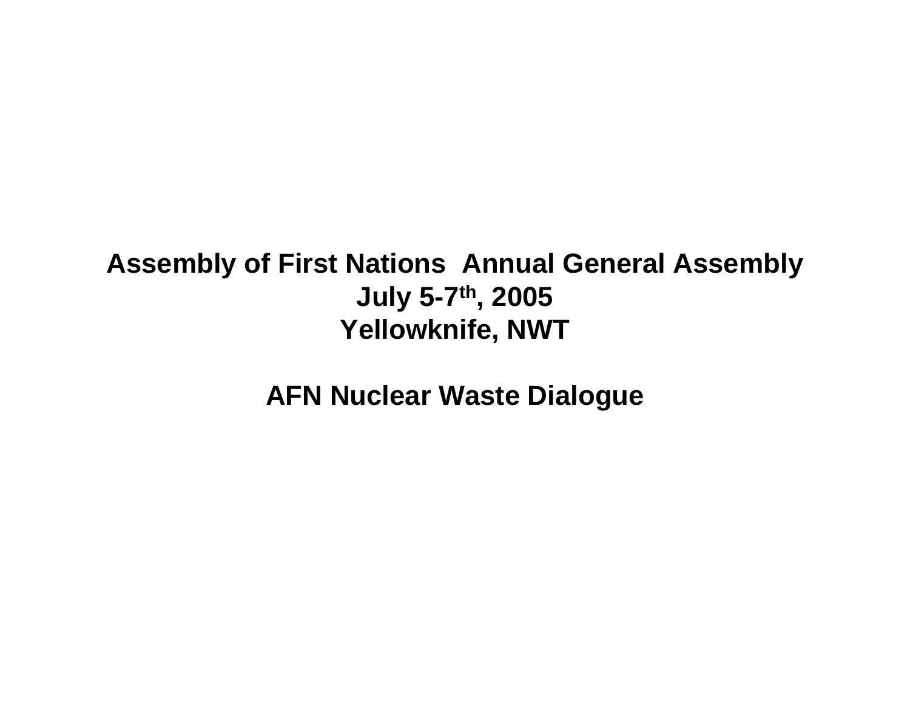**Assembly of First Nations Annual General Assembly**
**July 5-7th, 2005**
**Yellowknife, NWT**

# AFN Nuclear Waste Dialogue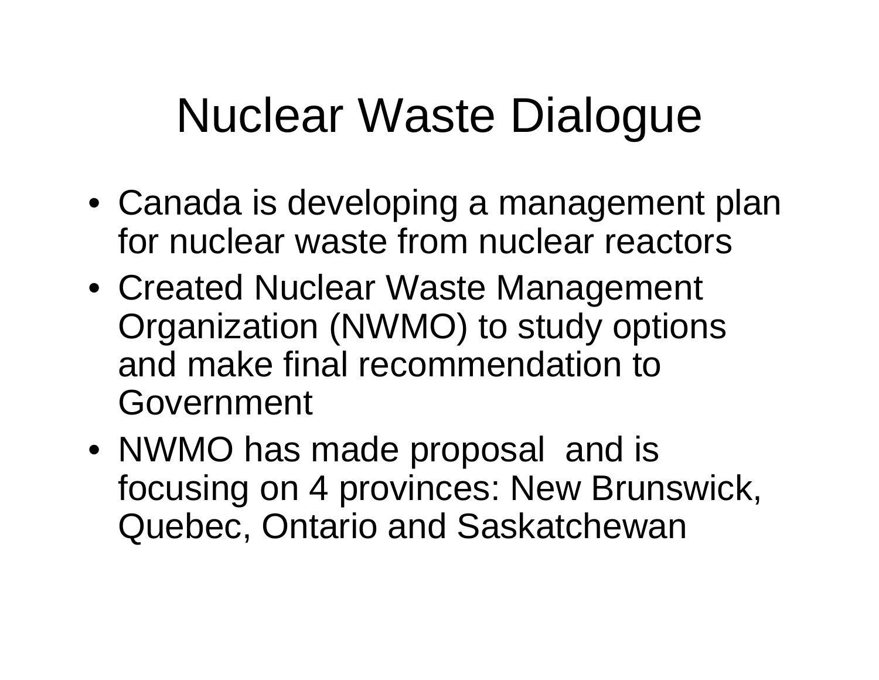# Nuclear Waste Dialogue

- Canada is developing a management plan for nuclear waste from nuclear reactors
- Created Nuclear Waste Management Organization (NWMO) to study options and make final recommendation to Government
- NWMO has made proposal  and is focusing on 4 provinces: New Brunswick, Quebec, Ontario and Saskatchewan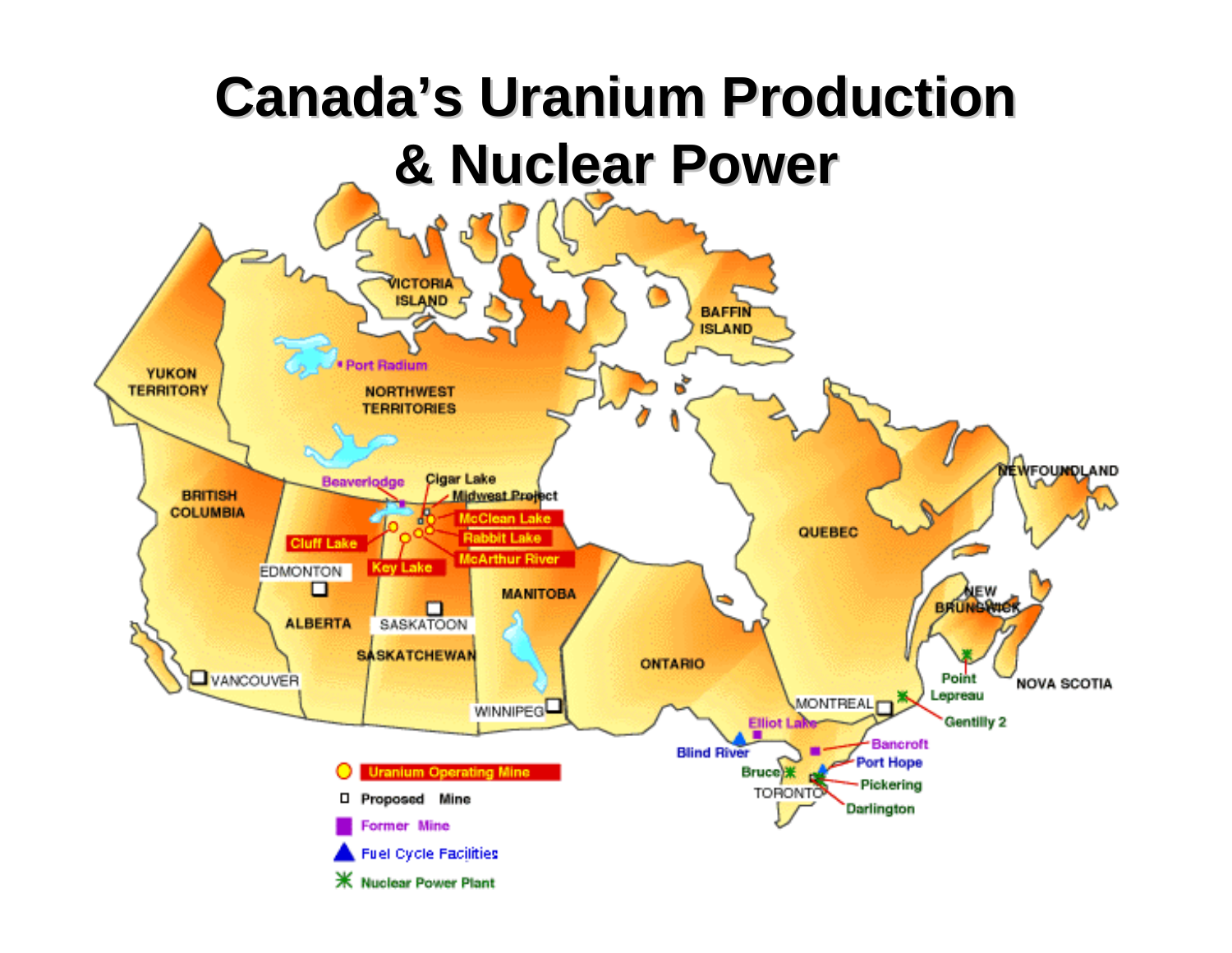# Canada's Uranium Production & Nuclear Power

VICTORIA ISLAND

BAFFIN ISLAND

Port Radium

YUKON TERRITORY

NORTHWEST TERRITORIES

BRITISH COLUMBIA

Beaverlodge

Cigar Lake

Midwest Project

McClean Lake

Rabbit Lake

McArthur River

Cluff Lake

Key Lake

EDMONTON

ALBERTA

SASKATOON

SASKATCHEWAN

MANITOBA

VANCOUVER

WINNIPEG

ONTARIO

QUEBEC

NEWFOUNDLAND

NEW BRUNSWICK

NOVA SCOTIA

Point Lepreau

Gentilly 2

MONTREAL

Elliot Lake

Blind River

Bancroft

Port Hope

Bruce

TORONTO

Pickering

Darlington

- Uranium Operating Mine
- Proposed Mine
- Former Mine
- Fuel Cycle Facilities
- Nuclear Power Plant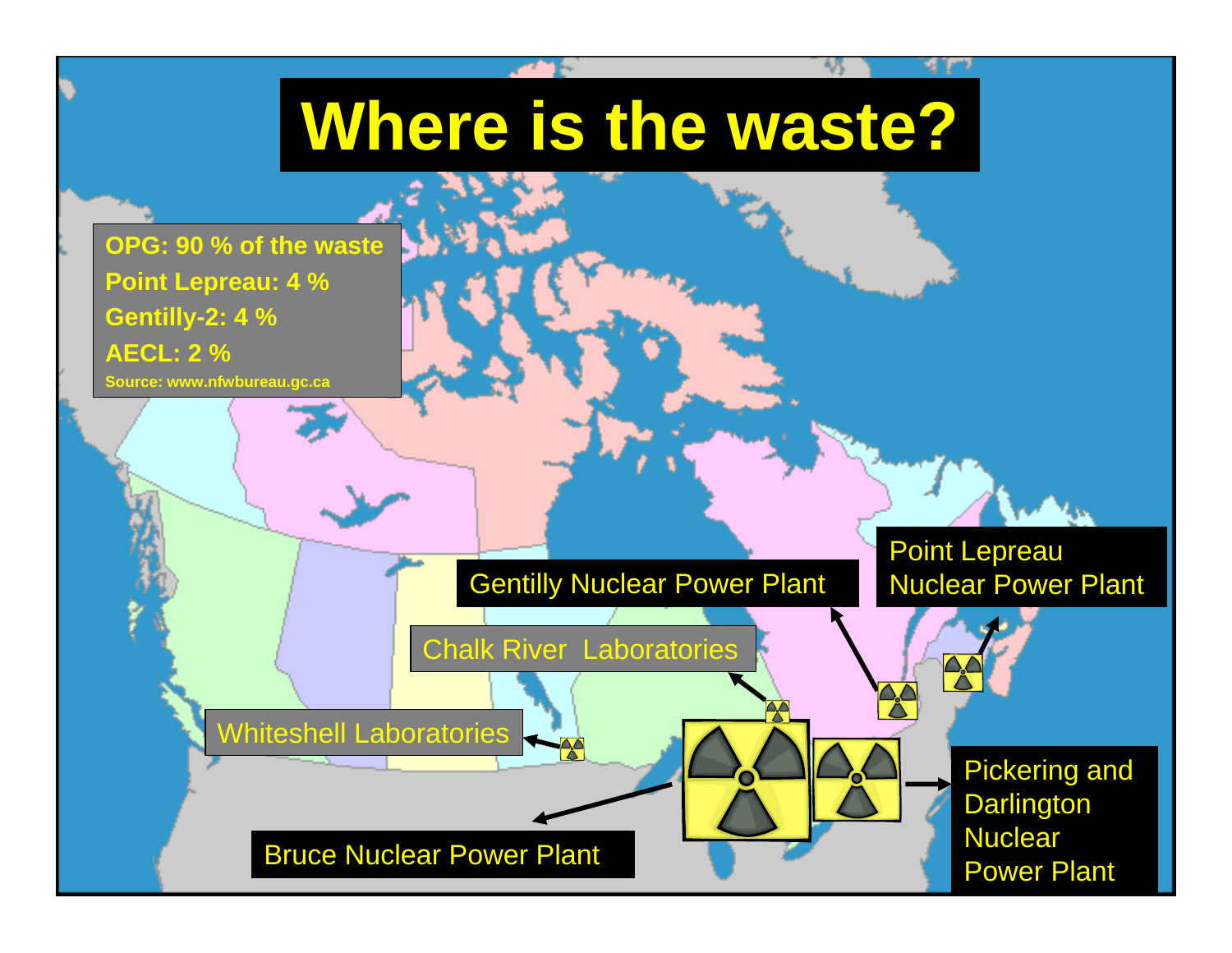# Where is the waste?

**OPG: 90 % of the waste**
**Point Lepreau: 4 %**
**Gentilly-2: 4 %**
**AECL: 2 %**
**Source: www.nfwbureau.gc.ca**

Point Lepreau Nuclear Power Plant

Gentilly Nuclear Power Plant

Chalk River Laboratories

Whiteshell Laboratories

Pickering and Darlington Nuclear Power Plant

Bruce Nuclear Power Plant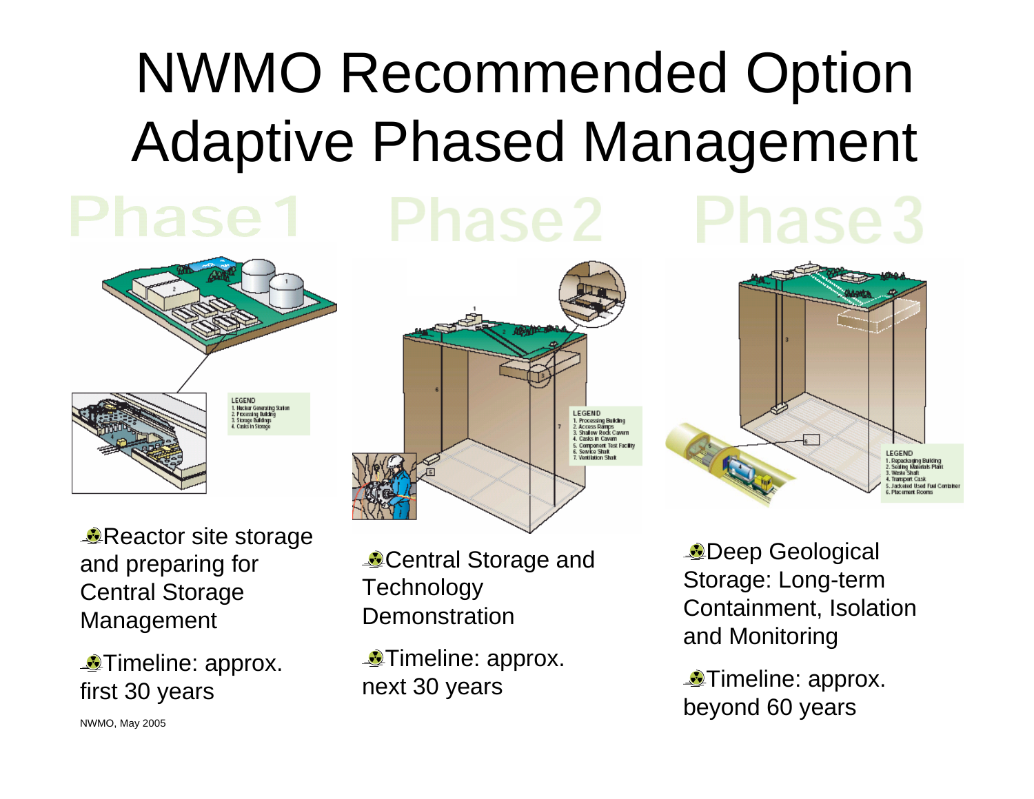# NWMO Recommended Option
# Adaptive Phased Management

## Phase 1

LEGEND
1. Nuclear Generating Station
2. Processing Building
3. Storage Buildings
4. Casks in Storage

- Reactor site storage and preparing for Central Storage Management
- Timeline: approx. first 30 years

## Phase 2

LEGEND
1. Processing Building
2. Access Ramps
3. Shallow Rock Cavern
4. Casks in Cavern
5. Component Test Facility
6. Service Shaft
7. Ventilation Shaft

- Central Storage and Technology Demonstration
- Timeline: approx. next 30 years

## Phase 3

LEGEND
1. Repackaging Building
2. Sealing Materials Plant
3. Waste Shaft
4. Transport Cask
5. Jacketed Used Fuel Container
6. Placement Rooms

- Deep Geological Storage: Long-term Containment, Isolation and Monitoring
- Timeline: approx. beyond 60 years

NWMO, May 2005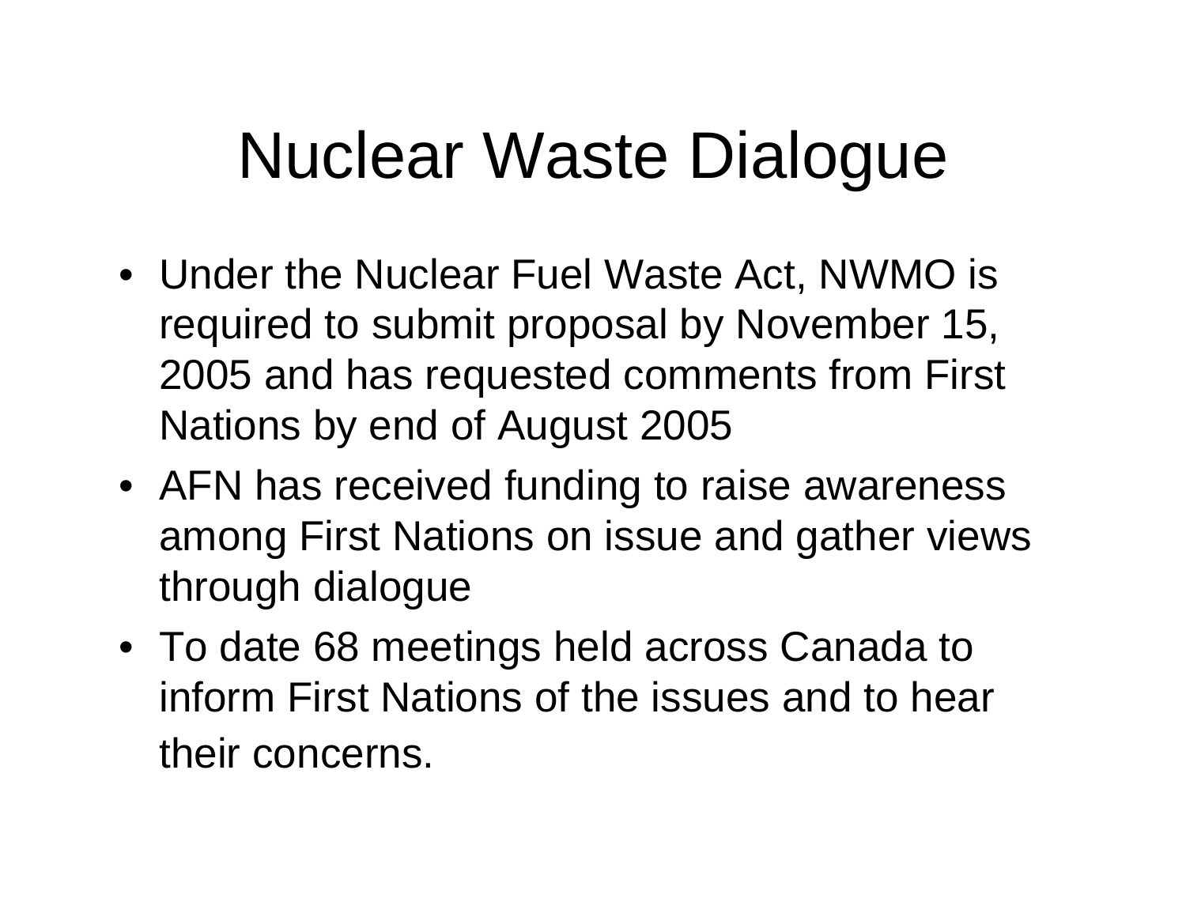# Nuclear Waste Dialogue

- Under the Nuclear Fuel Waste Act, NWMO is required to submit proposal by November 15, 2005 and has requested comments from First Nations by end of August 2005
- AFN has received funding to raise awareness among First Nations on issue and gather views through dialogue
- To date 68 meetings held across Canada to inform First Nations of the issues and to hear their concerns.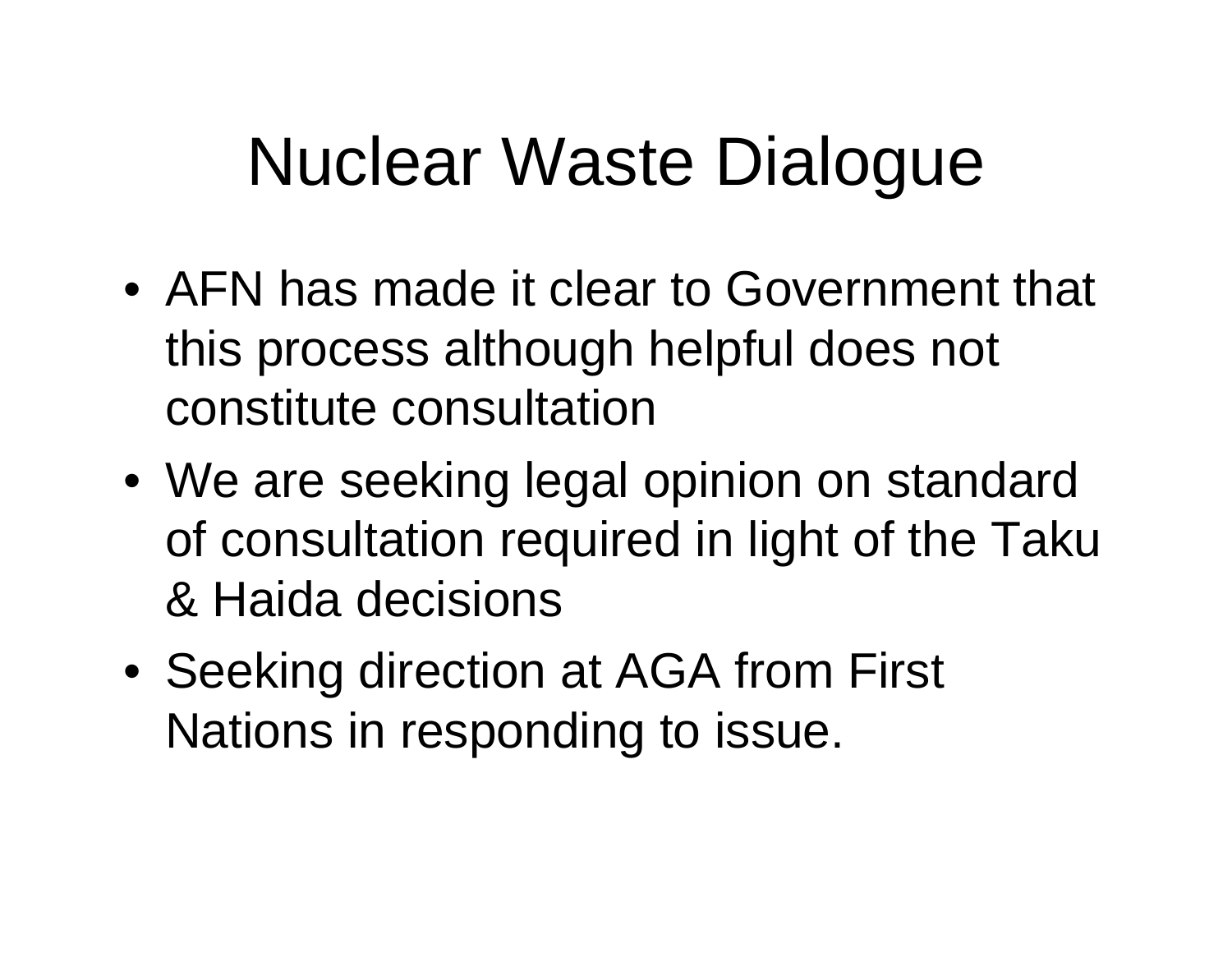# Nuclear Waste Dialogue

- AFN has made it clear to Government that this process although helpful does not constitute consultation
- We are seeking legal opinion on standard of consultation required in light of the Taku & Haida decisions
- Seeking direction at AGA from First Nations in responding to issue.